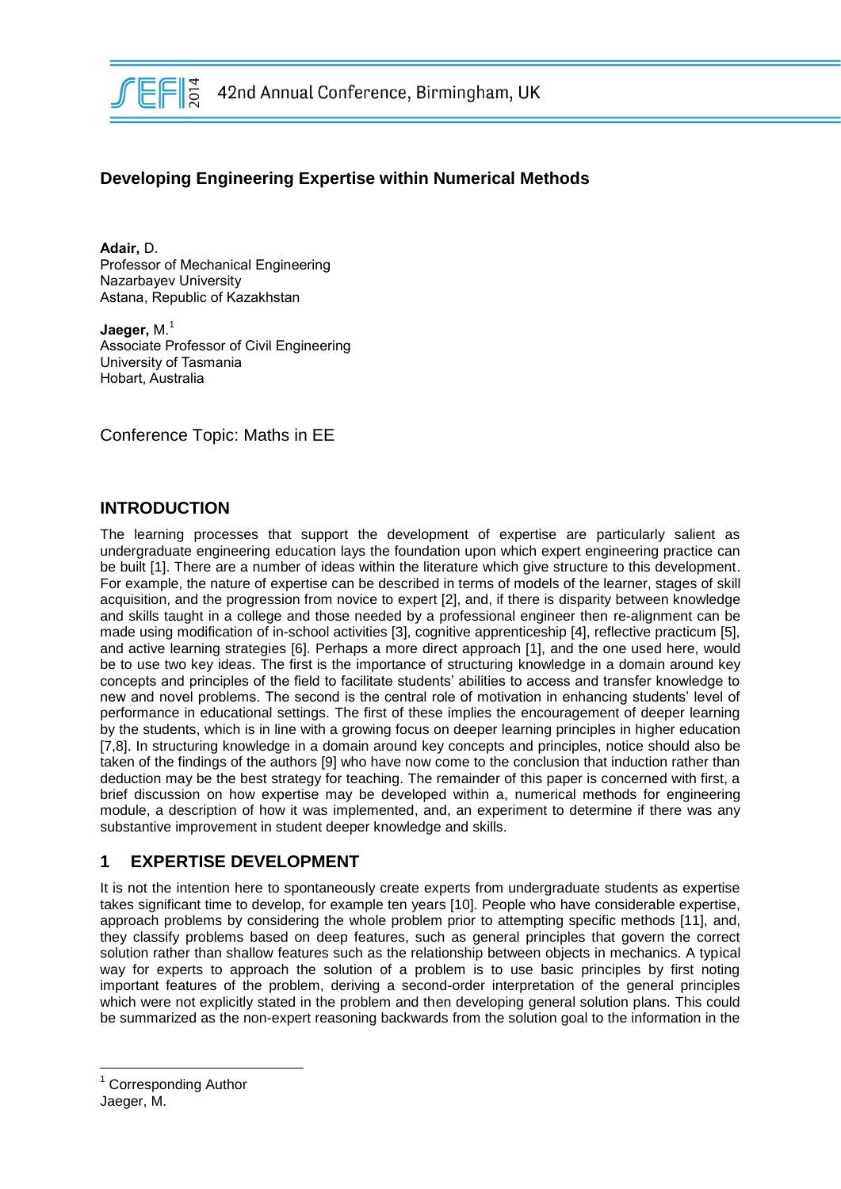# Developing Engineering Expertise within Numerical Methods

**Adair,** D.
Professor of Mechanical Engineering
Nazarbayev University
Astana, Republic of Kazakhstan

**Jaeger,** M.[1]
Associate Professor of Civil Engineering
University of Tasmania
Hobart, Australia

Conference Topic: Maths in EE

## INTRODUCTION

The learning processes that support the development of expertise are particularly salient as undergraduate engineering education lays the foundation upon which expert engineering practice can be built [1]. There are a number of ideas within the literature which give structure to this development. For example, the nature of expertise can be described in terms of models of the learner, stages of skill acquisition, and the progression from novice to expert [2], and, if there is disparity between knowledge and skills taught in a college and those needed by a professional engineer then re-alignment can be made using modification of in-school activities [3], cognitive apprenticeship [4], reflective practicum [5], and active learning strategies [6]. Perhaps a more direct approach [1], and the one used here, would be to use two key ideas. The first is the importance of structuring knowledge in a domain around key concepts and principles of the field to facilitate students' abilities to access and transfer knowledge to new and novel problems. The second is the central role of motivation in enhancing students' level of performance in educational settings. The first of these implies the encouragement of deeper learning by the students, which is in line with a growing focus on deeper learning principles in higher education [7,8]. In structuring knowledge in a domain around key concepts and principles, notice should also be taken of the findings of the authors [9] who have now come to the conclusion that induction rather than deduction may be the best strategy for teaching. The remainder of this paper is concerned with first, a brief discussion on how expertise may be developed within a, numerical methods for engineering module, a description of how it was implemented, and, an experiment to determine if there was any substantive improvement in student deeper knowledge and skills.

## 1 EXPERTISE DEVELOPMENT

It is not the intention here to spontaneously create experts from undergraduate students as expertise takes significant time to develop, for example ten years [10]. People who have considerable expertise, approach problems by considering the whole problem prior to attempting specific methods [11], and, they classify problems based on deep features, such as general principles that govern the correct solution rather than shallow features such as the relationship between objects in mechanics. A typical way for experts to approach the solution of a problem is to use basic principles by first noting important features of the problem, deriving a second-order interpretation of the general principles which were not explicitly stated in the problem and then developing general solution plans. This could be summarized as the non-expert reasoning backwards from the solution goal to the information in the

---

[1] Corresponding Author
Jaeger, M.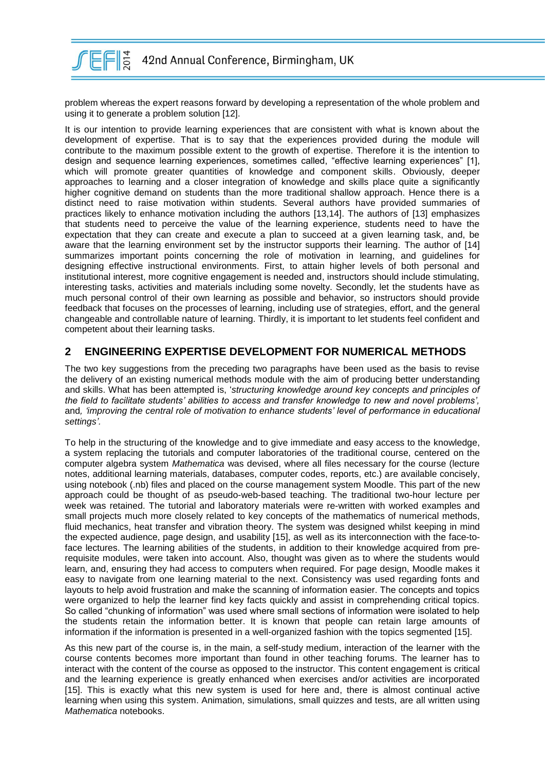problem whereas the expert reasons forward by developing a representation of the whole problem and using it to generate a problem solution [12].

It is our intention to provide learning experiences that are consistent with what is known about the development of expertise. That is to say that the experiences provided during the module will contribute to the maximum possible extent to the growth of expertise. Therefore it is the intention to design and sequence learning experiences, sometimes called, "effective learning experiences" [1], which will promote greater quantities of knowledge and component skills. Obviously, deeper approaches to learning and a closer integration of knowledge and skills place quite a significantly higher cognitive demand on students than the more traditional shallow approach. Hence there is a distinct need to raise motivation within students. Several authors have provided summaries of practices likely to enhance motivation including the authors [13,14]. The authors of [13] emphasizes that students need to perceive the value of the learning experience, students need to have the expectation that they can create and execute a plan to succeed at a given learning task, and, be aware that the learning environment set by the instructor supports their learning. The author of [14] summarizes important points concerning the role of motivation in learning, and guidelines for designing effective instructional environments. First, to attain higher levels of both personal and institutional interest, more cognitive engagement is needed and, instructors should include stimulating, interesting tasks, activities and materials including some novelty. Secondly, let the students have as much personal control of their own learning as possible and behavior, so instructors should provide feedback that focuses on the processes of learning, including use of strategies, effort, and the general changeable and controllable nature of learning. Thirdly, it is important to let students feel confident and competent about their learning tasks.

## 2 ENGINEERING EXPERTISE DEVELOPMENT FOR NUMERICAL METHODS

The two key suggestions from the preceding two paragraphs have been used as the basis to revise the delivery of an existing numerical methods module with the aim of producing better understanding and skills. What has been attempted is, '*structuring knowledge around key concepts and principles of the field to facilitate students' abilities to access and transfer knowledge to new and novel problems',* and*, 'improving the central role of motivation to enhance students' level of performance in educational settings'.*

To help in the structuring of the knowledge and to give immediate and easy access to the knowledge, a system replacing the tutorials and computer laboratories of the traditional course, centered on the computer algebra system *Mathematica* was devised, where all files necessary for the course (lecture notes, additional learning materials, databases, computer codes, reports, etc.) are available concisely, using notebook (.nb) files and placed on the course management system Moodle. This part of the new approach could be thought of as pseudo-web-based teaching. The traditional two-hour lecture per week was retained. The tutorial and laboratory materials were re-written with worked examples and small projects much more closely related to key concepts of the mathematics of numerical methods, fluid mechanics, heat transfer and vibration theory. The system was designed whilst keeping in mind the expected audience, page design, and usability [15], as well as its interconnection with the face-to-face lectures. The learning abilities of the students, in addition to their knowledge acquired from pre-requisite modules, were taken into account. Also, thought was given as to where the students would learn, and, ensuring they had access to computers when required. For page design, Moodle makes it easy to navigate from one learning material to the next. Consistency was used regarding fonts and layouts to help avoid frustration and make the scanning of information easier. The concepts and topics were organized to help the learner find key facts quickly and assist in comprehending critical topics. So called "chunking of information" was used where small sections of information were isolated to help the students retain the information better. It is known that people can retain large amounts of information if the information is presented in a well-organized fashion with the topics segmented [15].

As this new part of the course is, in the main, a self-study medium, interaction of the learner with the course contents becomes more important than found in other teaching forums. The learner has to interact with the content of the course as opposed to the instructor. This content engagement is critical and the learning experience is greatly enhanced when exercises and/or activities are incorporated [15]. This is exactly what this new system is used for here and, there is almost continual active learning when using this system. Animation, simulations, small quizzes and tests, are all written using *Mathematica* notebooks.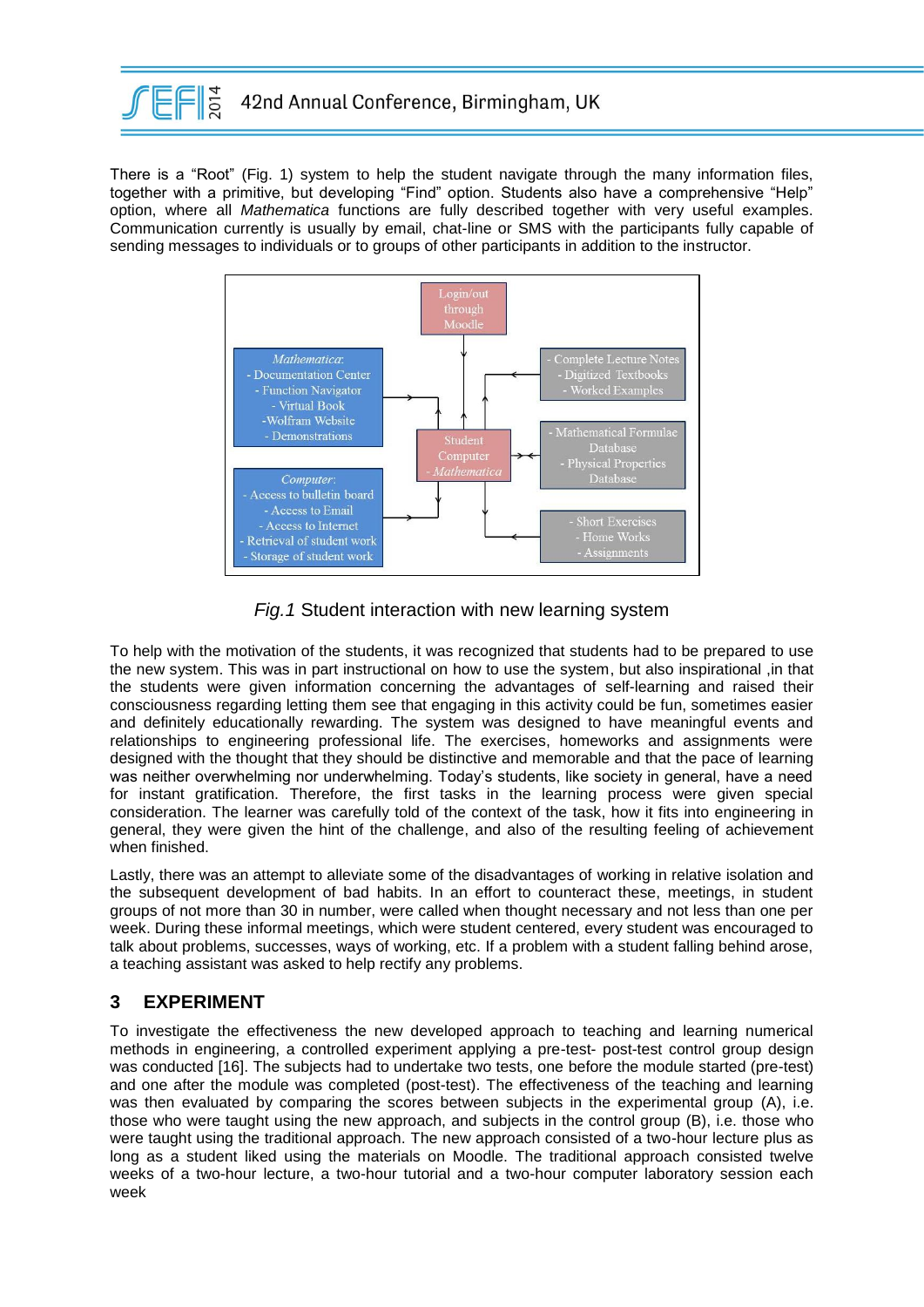There is a "Root" (Fig. 1) system to help the student navigate through the many information files, together with a primitive, but developing "Find" option. Students also have a comprehensive "Help" option, where all *Mathematica* functions are fully described together with very useful examples. Communication currently is usually by email, chat-line or SMS with the participants fully capable of sending messages to individuals or to groups of other participants in addition to the instructor.

*Fig.1* Student interaction with new learning system

To help with the motivation of the students, it was recognized that students had to be prepared to use the new system. This was in part instructional on how to use the system, but also inspirational ,in that the students were given information concerning the advantages of self-learning and raised their consciousness regarding letting them see that engaging in this activity could be fun, sometimes easier and definitely educationally rewarding. The system was designed to have meaningful events and relationships to engineering professional life. The exercises, homeworks and assignments were designed with the thought that they should be distinctive and memorable and that the pace of learning was neither overwhelming nor underwhelming. Today's students, like society in general, have a need for instant gratification. Therefore, the first tasks in the learning process were given special consideration. The learner was carefully told of the context of the task, how it fits into engineering in general, they were given the hint of the challenge, and also of the resulting feeling of achievement when finished.

Lastly, there was an attempt to alleviate some of the disadvantages of working in relative isolation and the subsequent development of bad habits. In an effort to counteract these, meetings, in student groups of not more than 30 in number, were called when thought necessary and not less than one per week. During these informal meetings, which were student centered, every student was encouraged to talk about problems, successes, ways of working, etc. If a problem with a student falling behind arose, a teaching assistant was asked to help rectify any problems.

## 3 EXPERIMENT

To investigate the effectiveness the new developed approach to teaching and learning numerical methods in engineering, a controlled experiment applying a pre-test- post-test control group design was conducted [16]. The subjects had to undertake two tests, one before the module started (pre-test) and one after the module was completed (post-test). The effectiveness of the teaching and learning was then evaluated by comparing the scores between subjects in the experimental group (A), i.e. those who were taught using the new approach, and subjects in the control group (B), i.e. those who were taught using the traditional approach. The new approach consisted of a two-hour lecture plus as long as a student liked using the materials on Moodle. The traditional approach consisted twelve weeks of a two-hour lecture, a two-hour tutorial and a two-hour computer laboratory session each week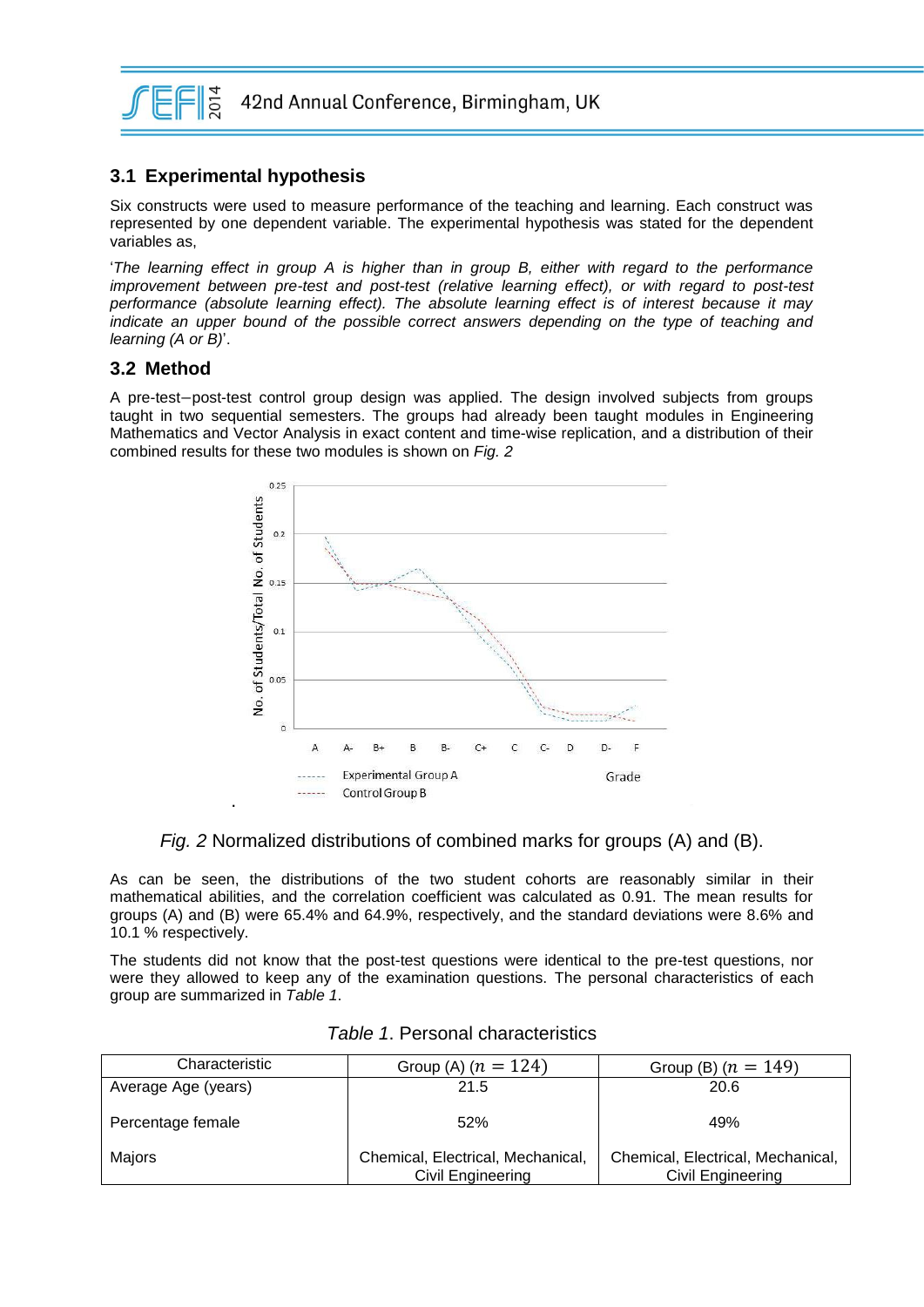### 3.1 Experimental hypothesis

Six constructs were used to measure performance of the teaching and learning. Each construct was represented by one dependent variable. The experimental hypothesis was stated for the dependent variables as,

'*The learning effect in group A is higher than in group B, either with regard to the performance improvement between pre-test and post-test (relative learning effect), or with regard to post-test performance (absolute learning effect). The absolute learning effect is of interest because it may indicate an upper bound of the possible correct answers depending on the type of teaching and learning (A or B)*'.

### 3.2 Method

A pre-test–post-test control group design was applied. The design involved subjects from groups taught in two sequential semesters. The groups had already been taught modules in Engineering Mathematics and Vector Analysis in exact content and time-wise replication, and a distribution of their combined results for these two modules is shown on *Fig. 2*

*Fig. 2* Normalized distributions of combined marks for groups (A) and (B).

As can be seen, the distributions of the two student cohorts are reasonably similar in their mathematical abilities, and the correlation coefficient was calculated as 0.91. The mean results for groups (A) and (B) were 65.4% and 64.9%, respectively, and the standard deviations were 8.6% and 10.1 % respectively.

The students did not know that the post-test questions were identical to the pre-test questions, nor were they allowed to keep any of the examination questions. The personal characteristics of each group are summarized in *Table 1*.

*Table 1*. Personal characteristics

| Characteristic | Group (A) ($n = 124$) | Group (B) ($n = 149$) |
|---|---|---|
| Average Age (years) | 21.5 | 20.6 |
| Percentage female | 52% | 49% |
| Majors | Chemical, Electrical, Mechanical, Civil Engineering | Chemical, Electrical, Mechanical, Civil Engineering |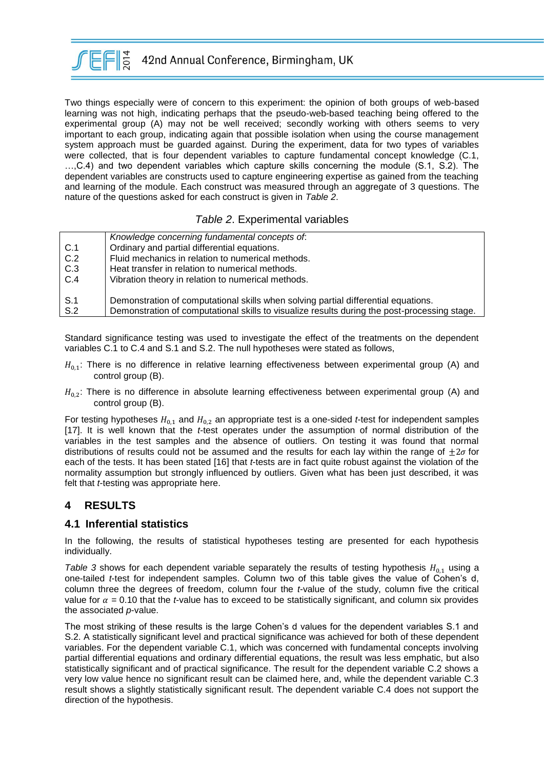Two things especially were of concern to this experiment: the opinion of both groups of web-based learning was not high, indicating perhaps that the pseudo-web-based teaching being offered to the experimental group (A) may not be well received; secondly working with others seems to very important to each group, indicating again that possible isolation when using the course management system approach must be guarded against. During the experiment, data for two types of variables were collected, that is four dependent variables to capture fundamental concept knowledge (C.1, …,C.4) and two dependent variables which capture skills concerning the module (S.1, S.2). The dependent variables are constructs used to capture engineering expertise as gained from the teaching and learning of the module. Each construct was measured through an aggregate of 3 questions. The nature of the questions asked for each construct is given in *Table 2*.

*Table 2*. Experimental variables

| | *Knowledge concerning fundamental concepts of*: |
|---|---|
| C.1 | Ordinary and partial differential equations. |
| C.2 | Fluid mechanics in relation to numerical methods. |
| C.3 | Heat transfer in relation to numerical methods. |
| C.4 | Vibration theory in relation to numerical methods. |
| S.1 | Demonstration of computational skills when solving partial differential equations. |
| S.2 | Demonstration of computational skills to visualize results during the post-processing stage. |

Standard significance testing was used to investigate the effect of the treatments on the dependent variables C.1 to C.4 and S.1 and S.2. The null hypotheses were stated as follows,

$H_{0,1}$: There is no difference in relative learning effectiveness between experimental group (A) and control group (B).

$H_{0,2}$: There is no difference in absolute learning effectiveness between experimental group (A) and control group (B).

For testing hypotheses $H_{0,1}$ and $H_{0,2}$ an appropriate test is a one-sided *t*-test for independent samples [17]. It is well known that the *t*-test operates under the assumption of normal distribution of the variables in the test samples and the absence of outliers. On testing it was found that normal distributions of results could not be assumed and the results for each lay within the range of $\pm 2\sigma$ for each of the tests. It has been stated [16] that *t*-tests are in fact quite robust against the violation of the normality assumption but strongly influenced by outliers. Given what has been just described, it was felt that *t*-testing was appropriate here.

# 4 RESULTS

## 4.1 Inferential statistics

In the following, the results of statistical hypotheses testing are presented for each hypothesis individually.

*Table 3* shows for each dependent variable separately the results of testing hypothesis $H_{0,1}$ using a one-tailed *t*-test for independent samples. Column two of this table gives the value of Cohen's d, column three the degrees of freedom, column four the *t*-value of the study, column five the critical value for $\alpha$ = 0.10 that the *t*-value has to exceed to be statistically significant, and column six provides the associated *p*-value.

The most striking of these results is the large Cohen's d values for the dependent variables S.1 and S.2. A statistically significant level and practical significance was achieved for both of these dependent variables. For the dependent variable C.1, which was concerned with fundamental concepts involving partial differential equations and ordinary differential equations, the result was less emphatic, but also statistically significant and of practical significance. The result for the dependent variable C.2 shows a very low value hence no significant result can be claimed here, and, while the dependent variable C.3 result shows a slightly statistically significant result. The dependent variable C.4 does not support the direction of the hypothesis.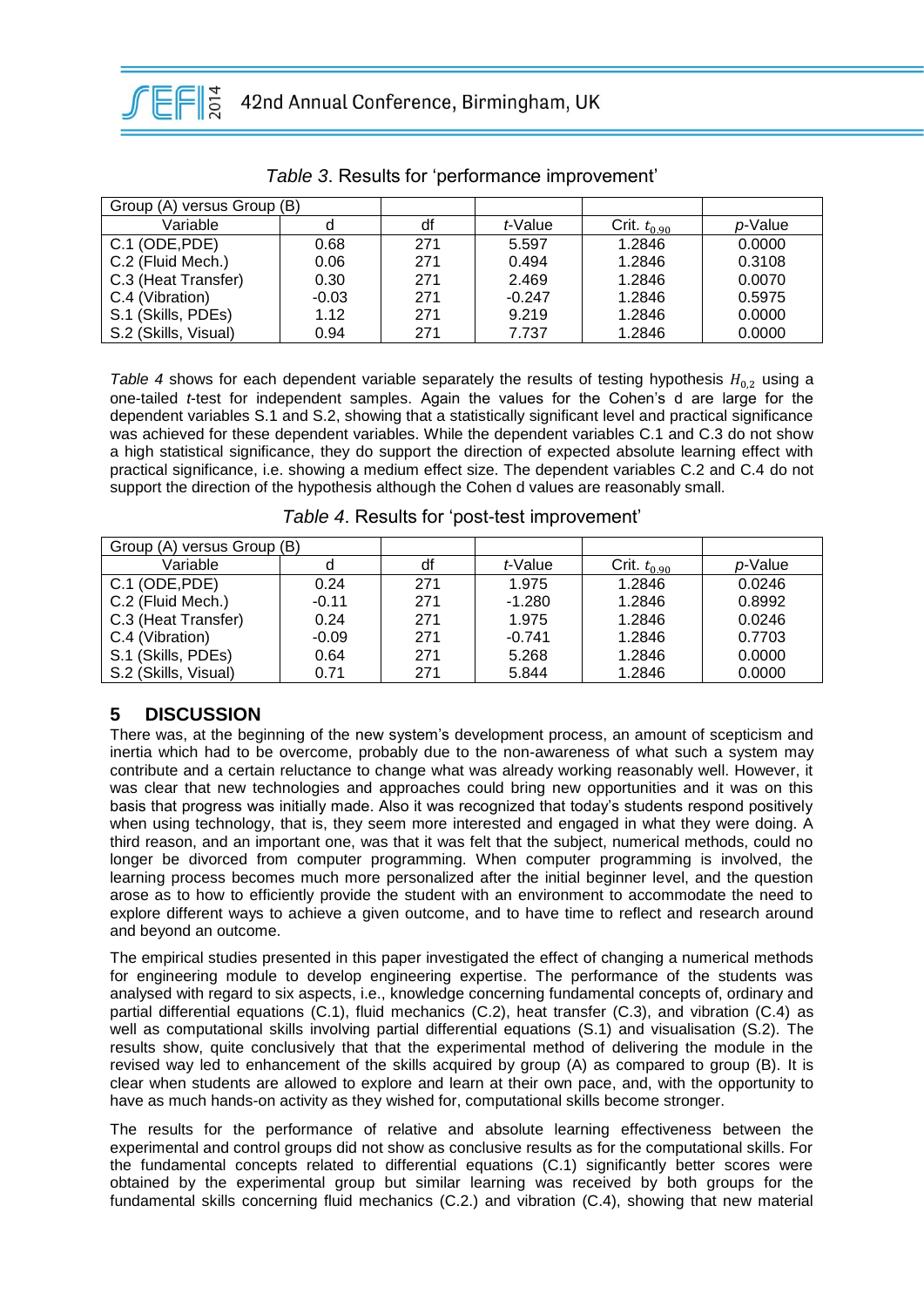*Table 3*. Results for 'performance improvement'

| Group (A) versus Group (B) | | | | | |
|---|---|---|---|---|---|
| Variable | d | df | *t*-Value | Crit. $t_{0.90}$ | *p*-Value |
| C.1 (ODE,PDE) | 0.68 | 271 | 5.597 | 1.2846 | 0.0000 |
| C.2 (Fluid Mech.) | 0.06 | 271 | 0.494 | 1.2846 | 0.3108 |
| C.3 (Heat Transfer) | 0.30 | 271 | 2.469 | 1.2846 | 0.0070 |
| C.4 (Vibration) | -0.03 | 271 | -0.247 | 1.2846 | 0.5975 |
| S.1 (Skills, PDEs) | 1.12 | 271 | 9.219 | 1.2846 | 0.0000 |
| S.2 (Skills, Visual) | 0.94 | 271 | 7.737 | 1.2846 | 0.0000 |

*Table 4* shows for each dependent variable separately the results of testing hypothesis $H_{0,2}$ using a one-tailed *t*-test for independent samples. Again the values for the Cohen's d are large for the dependent variables S.1 and S.2, showing that a statistically significant level and practical significance was achieved for these dependent variables. While the dependent variables C.1 and C.3 do not show a high statistical significance, they do support the direction of expected absolute learning effect with practical significance, i.e. showing a medium effect size. The dependent variables C.2 and C.4 do not support the direction of the hypothesis although the Cohen d values are reasonably small.

*Table 4*. Results for 'post-test improvement'

| Group (A) versus Group (B) | | | | | |
|---|---|---|---|---|---|
| Variable | d | df | *t*-Value | Crit. $t_{0.90}$ | *p*-Value |
| C.1 (ODE,PDE) | 0.24 | 271 | 1.975 | 1.2846 | 0.0246 |
| C.2 (Fluid Mech.) | -0.11 | 271 | -1.280 | 1.2846 | 0.8992 |
| C.3 (Heat Transfer) | 0.24 | 271 | 1.975 | 1.2846 | 0.0246 |
| C.4 (Vibration) | -0.09 | 271 | -0.741 | 1.2846 | 0.7703 |
| S.1 (Skills, PDEs) | 0.64 | 271 | 5.268 | 1.2846 | 0.0000 |
| S.2 (Skills, Visual) | 0.71 | 271 | 5.844 | 1.2846 | 0.0000 |

## 5 DISCUSSION

There was, at the beginning of the new system's development process, an amount of scepticism and inertia which had to be overcome, probably due to the non-awareness of what such a system may contribute and a certain reluctance to change what was already working reasonably well. However, it was clear that new technologies and approaches could bring new opportunities and it was on this basis that progress was initially made. Also it was recognized that today's students respond positively when using technology, that is, they seem more interested and engaged in what they were doing. A third reason, and an important one, was that it was felt that the subject, numerical methods, could no longer be divorced from computer programming. When computer programming is involved, the learning process becomes much more personalized after the initial beginner level, and the question arose as to how to efficiently provide the student with an environment to accommodate the need to explore different ways to achieve a given outcome, and to have time to reflect and research around and beyond an outcome.

The empirical studies presented in this paper investigated the effect of changing a numerical methods for engineering module to develop engineering expertise. The performance of the students was analysed with regard to six aspects, i.e., knowledge concerning fundamental concepts of, ordinary and partial differential equations (C.1), fluid mechanics (C.2), heat transfer (C.3), and vibration (C.4) as well as computational skills involving partial differential equations (S.1) and visualisation (S.2). The results show, quite conclusively that that the experimental method of delivering the module in the revised way led to enhancement of the skills acquired by group (A) as compared to group (B). It is clear when students are allowed to explore and learn at their own pace, and, with the opportunity to have as much hands-on activity as they wished for, computational skills become stronger.

The results for the performance of relative and absolute learning effectiveness between the experimental and control groups did not show as conclusive results as for the computational skills. For the fundamental concepts related to differential equations (C.1) significantly better scores were obtained by the experimental group but similar learning was received by both groups for the fundamental skills concerning fluid mechanics (C.2.) and vibration (C.4), showing that new material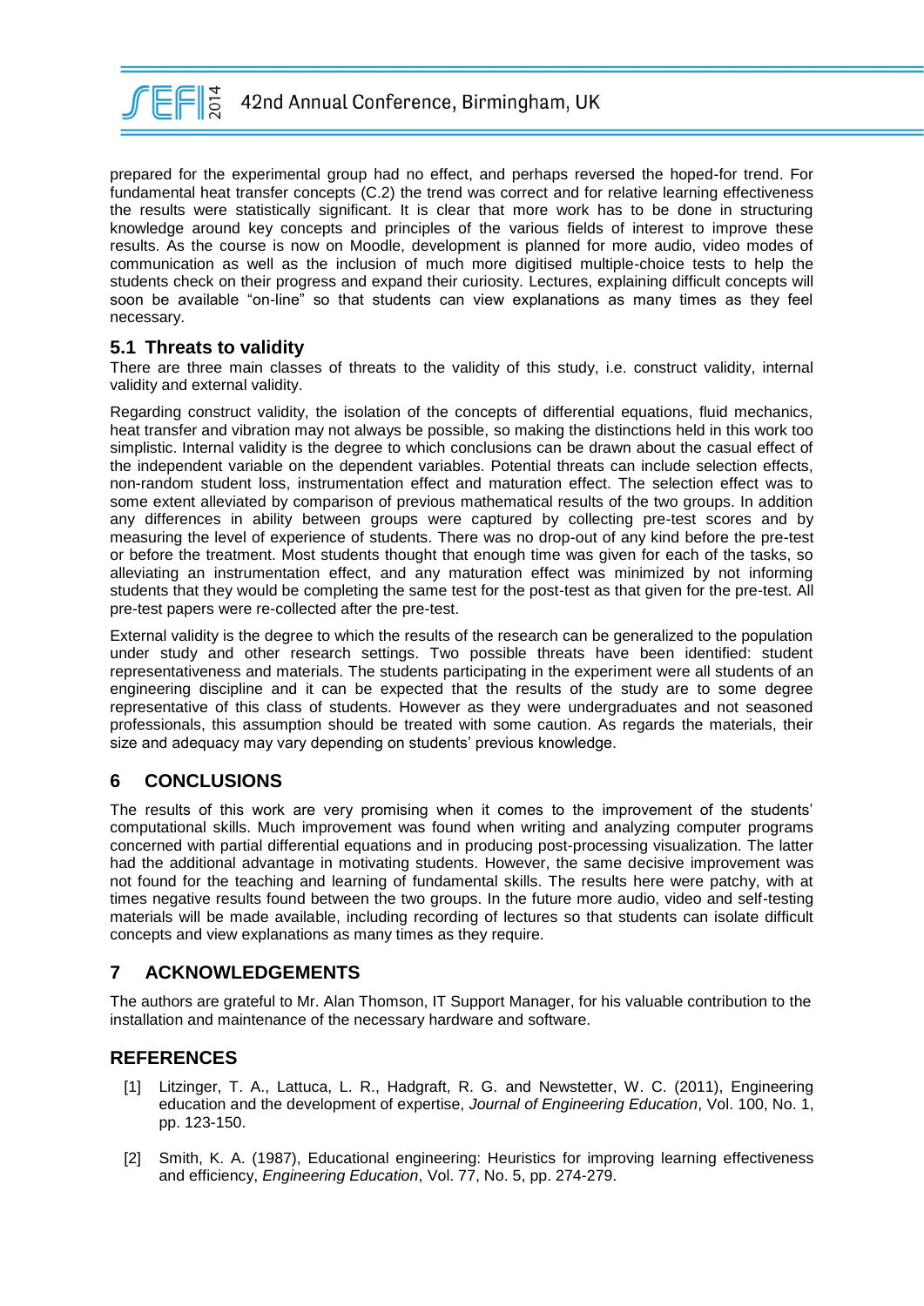prepared for the experimental group had no effect, and perhaps reversed the hoped-for trend. For fundamental heat transfer concepts (C.2) the trend was correct and for relative learning effectiveness the results were statistically significant. It is clear that more work has to be done in structuring knowledge around key concepts and principles of the various fields of interest to improve these results. As the course is now on Moodle, development is planned for more audio, video modes of communication as well as the inclusion of much more digitised multiple-choice tests to help the students check on their progress and expand their curiosity. Lectures, explaining difficult concepts will soon be available "on-line" so that students can view explanations as many times as they feel necessary.

### 5.1 Threats to validity

There are three main classes of threats to the validity of this study, i.e. construct validity, internal validity and external validity.

Regarding construct validity, the isolation of the concepts of differential equations, fluid mechanics, heat transfer and vibration may not always be possible, so making the distinctions held in this work too simplistic. Internal validity is the degree to which conclusions can be drawn about the casual effect of the independent variable on the dependent variables. Potential threats can include selection effects, non-random student loss, instrumentation effect and maturation effect. The selection effect was to some extent alleviated by comparison of previous mathematical results of the two groups. In addition any differences in ability between groups were captured by collecting pre-test scores and by measuring the level of experience of students. There was no drop-out of any kind before the pre-test or before the treatment. Most students thought that enough time was given for each of the tasks, so alleviating an instrumentation effect, and any maturation effect was minimized by not informing students that they would be completing the same test for the post-test as that given for the pre-test. All pre-test papers were re-collected after the pre-test.

External validity is the degree to which the results of the research can be generalized to the population under study and other research settings. Two possible threats have been identified: student representativeness and materials. The students participating in the experiment were all students of an engineering discipline and it can be expected that the results of the study are to some degree representative of this class of students. However as they were undergraduates and not seasoned professionals, this assumption should be treated with some caution. As regards the materials, their size and adequacy may vary depending on students' previous knowledge.

## 6 CONCLUSIONS

The results of this work are very promising when it comes to the improvement of the students' computational skills. Much improvement was found when writing and analyzing computer programs concerned with partial differential equations and in producing post-processing visualization. The latter had the additional advantage in motivating students. However, the same decisive improvement was not found for the teaching and learning of fundamental skills. The results here were patchy, with at times negative results found between the two groups. In the future more audio, video and self-testing materials will be made available, including recording of lectures so that students can isolate difficult concepts and view explanations as many times as they require.

## 7 ACKNOWLEDGEMENTS

The authors are grateful to Mr. Alan Thomson, IT Support Manager, for his valuable contribution to the installation and maintenance of the necessary hardware and software.

## REFERENCES

[1] Litzinger, T. A., Lattuca, L. R., Hadgraft, R. G. and Newstetter, W. C. (2011), Engineering education and the development of expertise, *Journal of Engineering Education*, Vol. 100, No. 1, pp. 123-150.

[2] Smith, K. A. (1987), Educational engineering: Heuristics for improving learning effectiveness and efficiency, *Engineering Education*, Vol. 77, No. 5, pp. 274-279.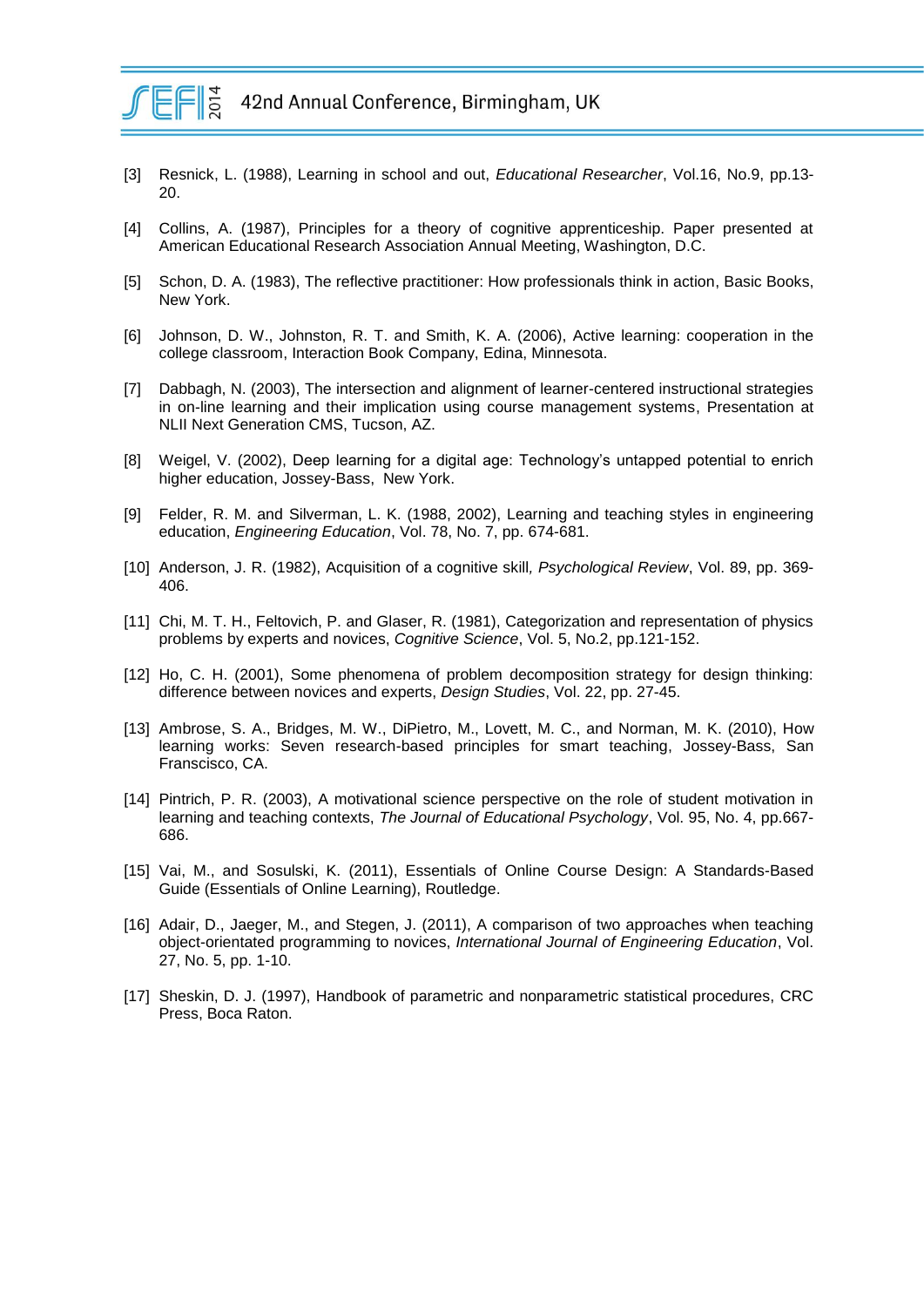[3] Resnick, L. (1988), Learning in school and out, *Educational Researcher*, Vol.16, No.9, pp.13-20.

[4] Collins, A. (1987), Principles for a theory of cognitive apprenticeship. Paper presented at American Educational Research Association Annual Meeting, Washington, D.C.

[5] Schon, D. A. (1983), The reflective practitioner: How professionals think in action, Basic Books, New York.

[6] Johnson, D. W., Johnston, R. T. and Smith, K. A. (2006), Active learning: cooperation in the college classroom, Interaction Book Company, Edina, Minnesota.

[7] Dabbagh, N. (2003), The intersection and alignment of learner-centered instructional strategies in on-line learning and their implication using course management systems, Presentation at NLII Next Generation CMS, Tucson, AZ.

[8] Weigel, V. (2002), Deep learning for a digital age: Technology's untapped potential to enrich higher education, Jossey-Bass, New York.

[9] Felder, R. M. and Silverman, L. K. (1988, 2002), Learning and teaching styles in engineering education, *Engineering Education*, Vol. 78, No. 7, pp. 674-681.

[10] Anderson, J. R. (1982), Acquisition of a cognitive skill, *Psychological Review*, Vol. 89, pp. 369-406.

[11] Chi, M. T. H., Feltovich, P. and Glaser, R. (1981), Categorization and representation of physics problems by experts and novices, *Cognitive Science*, Vol. 5, No.2, pp.121-152.

[12] Ho, C. H. (2001), Some phenomena of problem decomposition strategy for design thinking: difference between novices and experts, *Design Studies*, Vol. 22, pp. 27-45.

[13] Ambrose, S. A., Bridges, M. W., DiPietro, M., Lovett, M. C., and Norman, M. K. (2010), How learning works: Seven research-based principles for smart teaching, Jossey-Bass, San Franscisco, CA.

[14] Pintrich, P. R. (2003), A motivational science perspective on the role of student motivation in learning and teaching contexts, *The Journal of Educational Psychology*, Vol. 95, No. 4, pp.667-686.

[15] Vai, M., and Sosulski, K. (2011), Essentials of Online Course Design: A Standards-Based Guide (Essentials of Online Learning), Routledge.

[16] Adair, D., Jaeger, M., and Stegen, J. (2011), A comparison of two approaches when teaching object-orientated programming to novices, *International Journal of Engineering Education*, Vol. 27, No. 5, pp. 1-10.

[17] Sheskin, D. J. (1997), Handbook of parametric and nonparametric statistical procedures, CRC Press, Boca Raton.